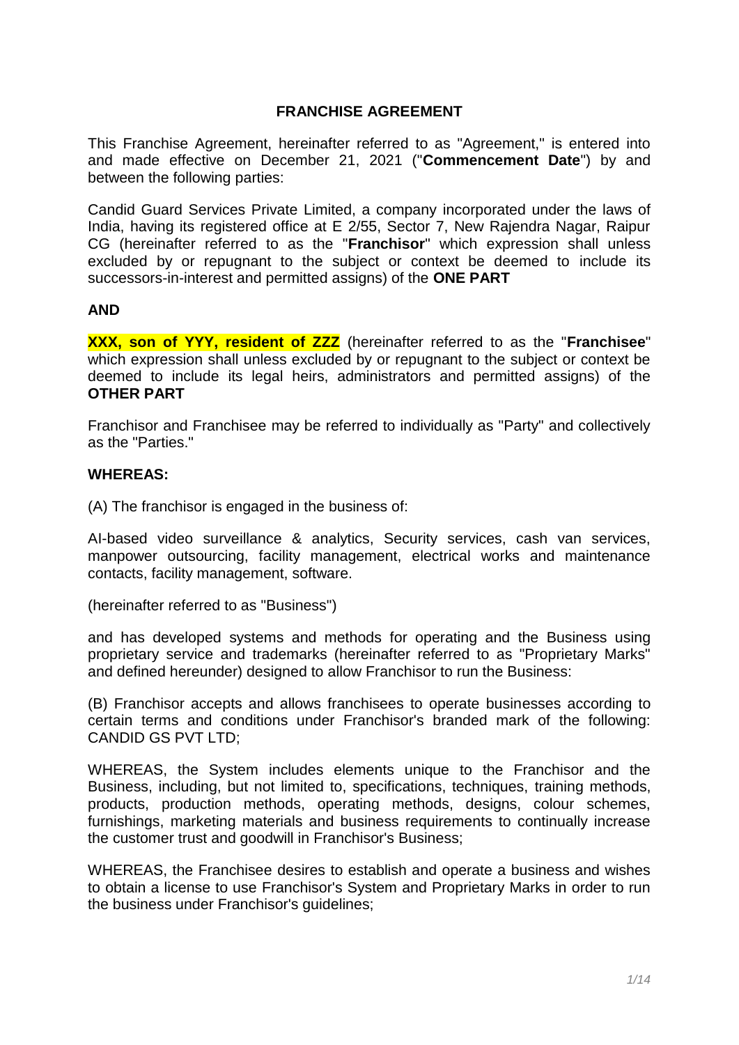# FRANCHISE AGREEMENT

This Franchise Agreement, hereinafter referred to as "Agreement," is entered into and made effective on December 21, 2021 ("**Commencement Date**") by and between the following parties:

Candid Guard Services Private Limited, a company incorporated under the laws of India, having its registered office at E 2/55, Sector 7, New Rajendra Nagar, Raipur CG (hereinafter referred to as the "**Franchisor**" which expression shall unless excluded by or repugnant to the subject or context be deemed to include its successors-in-interest and permitted assigns) of the **ONE PART**

**AND**

**XXX, son of YYY, resident of ZZZ** (hereinafter referred to as the "**Franchisee**" which expression shall unless excluded by or repugnant to the subject or context be deemed to include its legal heirs, administrators and permitted assigns) of the **OTHER PART**

Franchisor and Franchisee may be referred to individually as "Party" and collectively as the "Parties."

**WHEREAS:**

(A) The franchisor is engaged in the business of:

AI-based video surveillance & analytics, Security services, cash van services, manpower outsourcing, facility management, electrical works and maintenance contacts, facility management, software.

(hereinafter referred to as "Business")

and has developed systems and methods for operating and the Business using proprietary service and trademarks (hereinafter referred to as "Proprietary Marks" and defined hereunder) designed to allow Franchisor to run the Business:

(B) Franchisor accepts and allows franchisees to operate businesses according to certain terms and conditions under Franchisor's branded mark of the following: CANDID GS PVT LTD;

WHEREAS, the System includes elements unique to the Franchisor and the Business, including, but not limited to, specifications, techniques, training methods, products, production methods, operating methods, designs, colour schemes, furnishings, marketing materials and business requirements to continually increase the customer trust and goodwill in Franchisor's Business;

WHEREAS, the Franchisee desires to establish and operate a business and wishes to obtain a license to use Franchisor's System and Proprietary Marks in order to run the business under Franchisor's guidelines;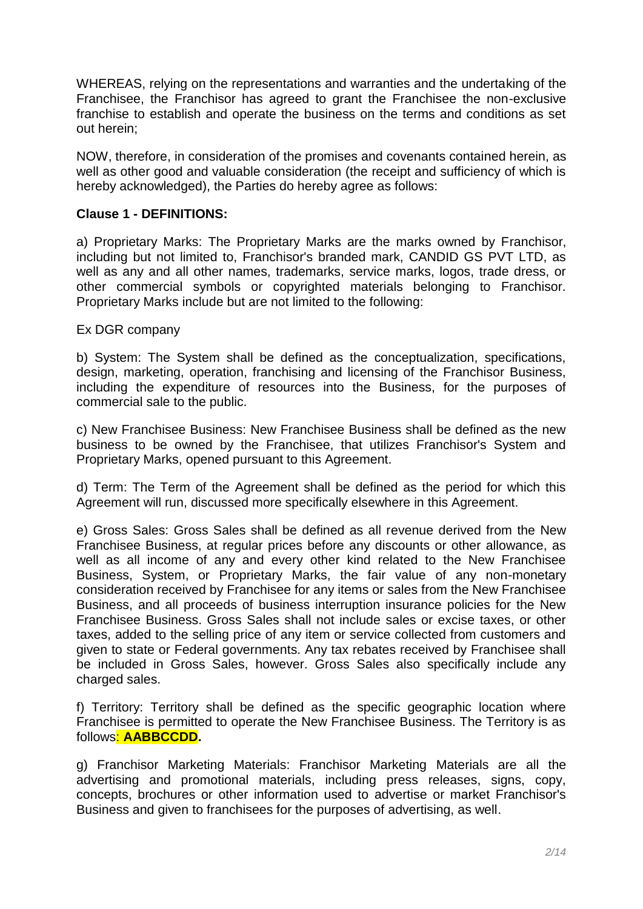WHEREAS, relying on the representations and warranties and the undertaking of the Franchisee, the Franchisor has agreed to grant the Franchisee the non-exclusive franchise to establish and operate the business on the terms and conditions as set out herein;

NOW, therefore, in consideration of the promises and covenants contained herein, as well as other good and valuable consideration (the receipt and sufficiency of which is hereby acknowledged), the Parties do hereby agree as follows:

**Clause 1 - DEFINITIONS:**

a) Proprietary Marks: The Proprietary Marks are the marks owned by Franchisor, including but not limited to, Franchisor's branded mark, CANDID GS PVT LTD, as well as any and all other names, trademarks, service marks, logos, trade dress, or other commercial symbols or copyrighted materials belonging to Franchisor. Proprietary Marks include but are not limited to the following:

Ex DGR company

b) System: The System shall be defined as the conceptualization, specifications, design, marketing, operation, franchising and licensing of the Franchisor Business, including the expenditure of resources into the Business, for the purposes of commercial sale to the public.

c) New Franchisee Business: New Franchisee Business shall be defined as the new business to be owned by the Franchisee, that utilizes Franchisor's System and Proprietary Marks, opened pursuant to this Agreement.

d) Term: The Term of the Agreement shall be defined as the period for which this Agreement will run, discussed more specifically elsewhere in this Agreement.

e) Gross Sales: Gross Sales shall be defined as all revenue derived from the New Franchisee Business, at regular prices before any discounts or other allowance, as well as all income of any and every other kind related to the New Franchisee Business, System, or Proprietary Marks, the fair value of any non-monetary consideration received by Franchisee for any items or sales from the New Franchisee Business, and all proceeds of business interruption insurance policies for the New Franchisee Business. Gross Sales shall not include sales or excise taxes, or other taxes, added to the selling price of any item or service collected from customers and given to state or Federal governments. Any tax rebates received by Franchisee shall be included in Gross Sales, however. Gross Sales also specifically include any charged sales.

f) Territory: Territory shall be defined as the specific geographic location where Franchisee is permitted to operate the New Franchisee Business. The Territory is as follows**: AABBCCDD.**

g) Franchisor Marketing Materials: Franchisor Marketing Materials are all the advertising and promotional materials, including press releases, signs, copy, concepts, brochures or other information used to advertise or market Franchisor's Business and given to franchisees for the purposes of advertising, as well.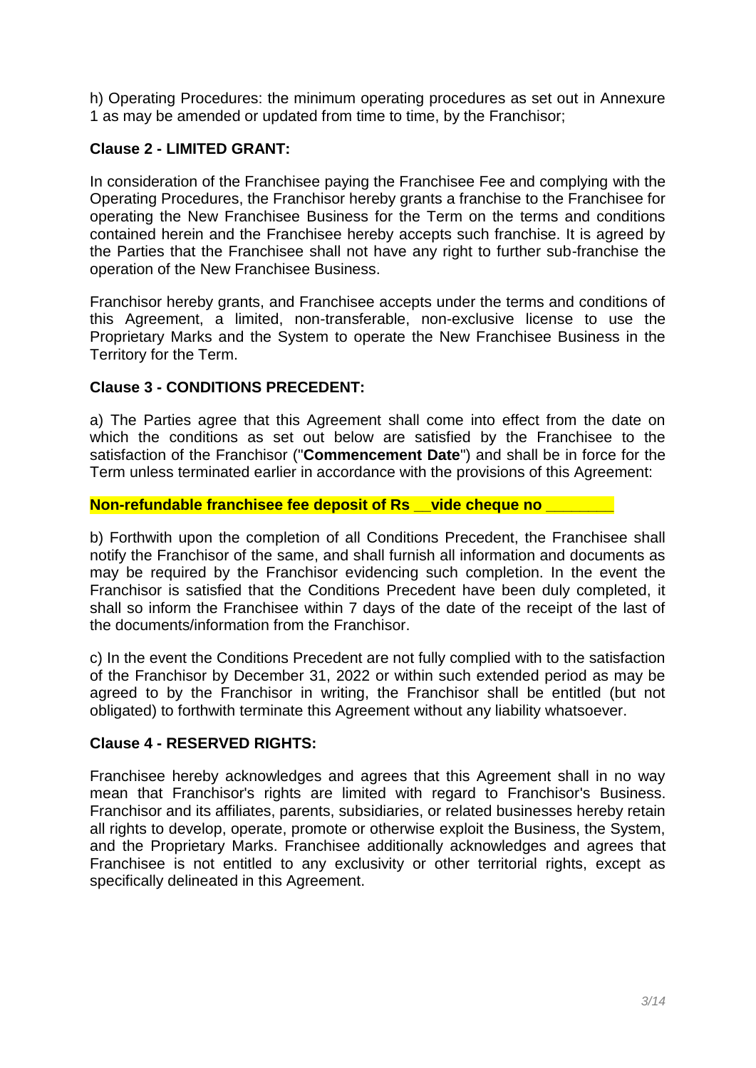h) Operating Procedures: the minimum operating procedures as set out in Annexure 1 as may be amended or updated from time to time, by the Franchisor;

**Clause 2 - LIMITED GRANT:**

In consideration of the Franchisee paying the Franchisee Fee and complying with the Operating Procedures, the Franchisor hereby grants a franchise to the Franchisee for operating the New Franchisee Business for the Term on the terms and conditions contained herein and the Franchisee hereby accepts such franchise. It is agreed by the Parties that the Franchisee shall not have any right to further sub-franchise the operation of the New Franchisee Business.

Franchisor hereby grants, and Franchisee accepts under the terms and conditions of this Agreement, a limited, non-transferable, non-exclusive license to use the Proprietary Marks and the System to operate the New Franchisee Business in the Territory for the Term.

**Clause 3 - CONDITIONS PRECEDENT:**

a) The Parties agree that this Agreement shall come into effect from the date on which the conditions as set out below are satisfied by the Franchisee to the satisfaction of the Franchisor ("**Commencement Date**") and shall be in force for the Term unless terminated earlier in accordance with the provisions of this Agreement:

**Non-refundable franchisee fee deposit of Rs __vide cheque no _______**

b) Forthwith upon the completion of all Conditions Precedent, the Franchisee shall notify the Franchisor of the same, and shall furnish all information and documents as may be required by the Franchisor evidencing such completion. In the event the Franchisor is satisfied that the Conditions Precedent have been duly completed, it shall so inform the Franchisee within 7 days of the date of the receipt of the last of the documents/information from the Franchisor.

c) In the event the Conditions Precedent are not fully complied with to the satisfaction of the Franchisor by December 31, 2022 or within such extended period as may be agreed to by the Franchisor in writing, the Franchisor shall be entitled (but not obligated) to forthwith terminate this Agreement without any liability whatsoever.

**Clause 4 - RESERVED RIGHTS:**

Franchisee hereby acknowledges and agrees that this Agreement shall in no way mean that Franchisor's rights are limited with regard to Franchisor's Business. Franchisor and its affiliates, parents, subsidiaries, or related businesses hereby retain all rights to develop, operate, promote or otherwise exploit the Business, the System, and the Proprietary Marks. Franchisee additionally acknowledges and agrees that Franchisee is not entitled to any exclusivity or other territorial rights, except as specifically delineated in this Agreement.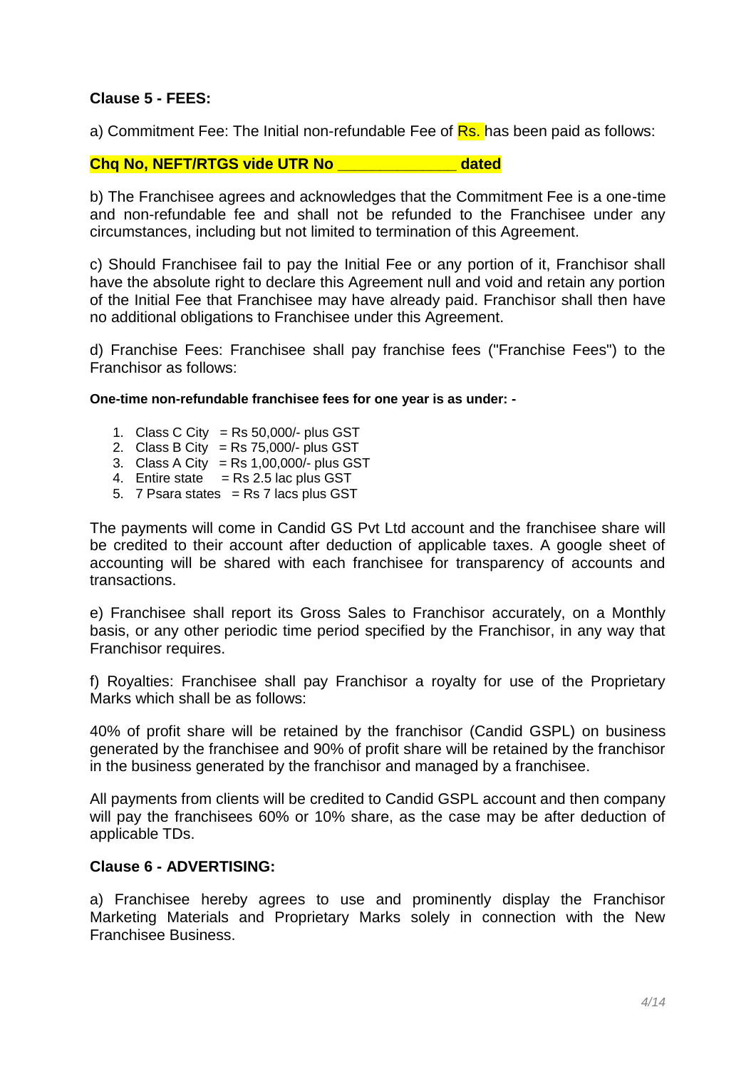**Clause 5 - FEES:**

a) Commitment Fee: The Initial non-refundable Fee of Rs. has been paid as follows:

**Chq No, NEFT/RTGS vide UTR No _____________ dated**

b) The Franchisee agrees and acknowledges that the Commitment Fee is a one-time and non-refundable fee and shall not be refunded to the Franchisee under any circumstances, including but not limited to termination of this Agreement.

c) Should Franchisee fail to pay the Initial Fee or any portion of it, Franchisor shall have the absolute right to declare this Agreement null and void and retain any portion of the Initial Fee that Franchisee may have already paid. Franchisor shall then have no additional obligations to Franchisee under this Agreement.

d) Franchise Fees: Franchisee shall pay franchise fees ("Franchise Fees") to the Franchisor as follows:

**One-time non-refundable franchisee fees for one year is as under: -**

1. Class C City = Rs 50,000/- plus GST
2. Class B City = Rs 75,000/- plus GST
3. Class A City = Rs 1,00,000/- plus GST
4. Entire state = Rs 2.5 lac plus GST
5. 7 Psara states = Rs 7 lacs plus GST

The payments will come in Candid GS Pvt Ltd account and the franchisee share will be credited to their account after deduction of applicable taxes. A google sheet of accounting will be shared with each franchisee for transparency of accounts and transactions.

e) Franchisee shall report its Gross Sales to Franchisor accurately, on a Monthly basis, or any other periodic time period specified by the Franchisor, in any way that Franchisor requires.

f) Royalties: Franchisee shall pay Franchisor a royalty for use of the Proprietary Marks which shall be as follows:

40% of profit share will be retained by the franchisor (Candid GSPL) on business generated by the franchisee and 90% of profit share will be retained by the franchisor in the business generated by the franchisor and managed by a franchisee.

All payments from clients will be credited to Candid GSPL account and then company will pay the franchisees 60% or 10% share, as the case may be after deduction of applicable TDs.

**Clause 6 - ADVERTISING:**

a) Franchisee hereby agrees to use and prominently display the Franchisor Marketing Materials and Proprietary Marks solely in connection with the New Franchisee Business.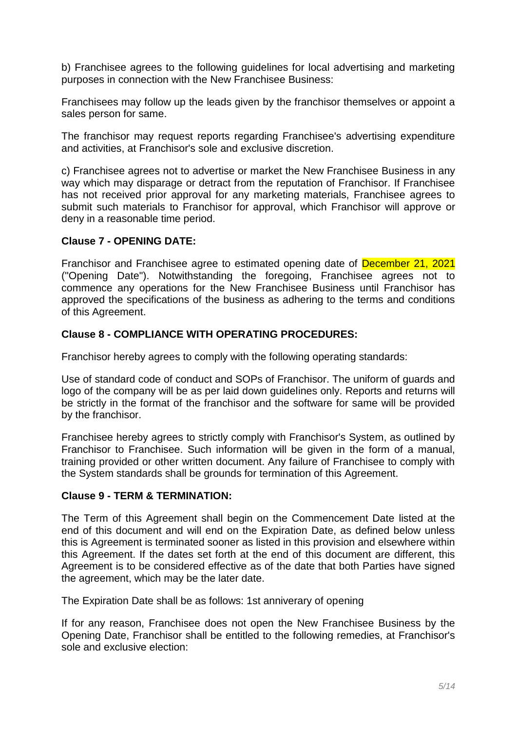b) Franchisee agrees to the following guidelines for local advertising and marketing purposes in connection with the New Franchisee Business:

Franchisees may follow up the leads given by the franchisor themselves or appoint a sales person for same.

The franchisor may request reports regarding Franchisee's advertising expenditure and activities, at Franchisor's sole and exclusive discretion.

c) Franchisee agrees not to advertise or market the New Franchisee Business in any way which may disparage or detract from the reputation of Franchisor. If Franchisee has not received prior approval for any marketing materials, Franchisee agrees to submit such materials to Franchisor for approval, which Franchisor will approve or deny in a reasonable time period.

**Clause 7 - OPENING DATE:**

Franchisor and Franchisee agree to estimated opening date of December 21, 2021 ("Opening Date"). Notwithstanding the foregoing, Franchisee agrees not to commence any operations for the New Franchisee Business until Franchisor has approved the specifications of the business as adhering to the terms and conditions of this Agreement.

**Clause 8 - COMPLIANCE WITH OPERATING PROCEDURES:**

Franchisor hereby agrees to comply with the following operating standards:

Use of standard code of conduct and SOPs of Franchisor. The uniform of guards and logo of the company will be as per laid down guidelines only. Reports and returns will be strictly in the format of the franchisor and the software for same will be provided by the franchisor.

Franchisee hereby agrees to strictly comply with Franchisor's System, as outlined by Franchisor to Franchisee. Such information will be given in the form of a manual, training provided or other written document. Any failure of Franchisee to comply with the System standards shall be grounds for termination of this Agreement.

**Clause 9 - TERM & TERMINATION:**

The Term of this Agreement shall begin on the Commencement Date listed at the end of this document and will end on the Expiration Date, as defined below unless this is Agreement is terminated sooner as listed in this provision and elsewhere within this Agreement. If the dates set forth at the end of this document are different, this Agreement is to be considered effective as of the date that both Parties have signed the agreement, which may be the later date.

The Expiration Date shall be as follows: 1st anniverary of opening

If for any reason, Franchisee does not open the New Franchisee Business by the Opening Date, Franchisor shall be entitled to the following remedies, at Franchisor's sole and exclusive election: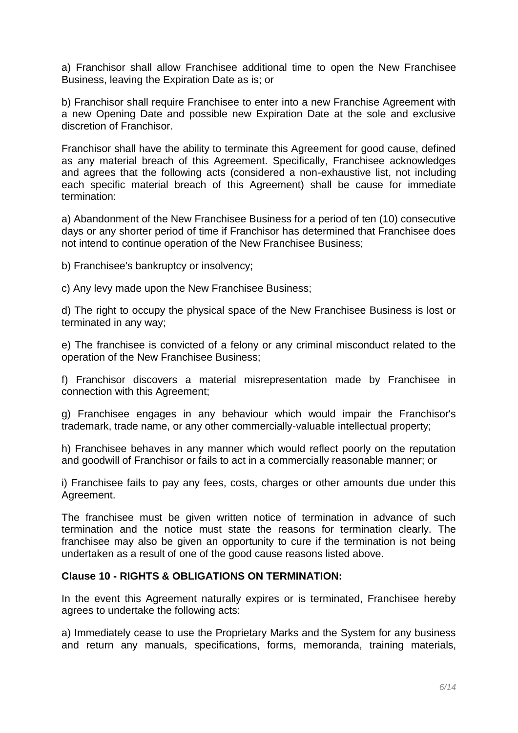a) Franchisor shall allow Franchisee additional time to open the New Franchisee Business, leaving the Expiration Date as is; or

b) Franchisor shall require Franchisee to enter into a new Franchise Agreement with a new Opening Date and possible new Expiration Date at the sole and exclusive discretion of Franchisor.

Franchisor shall have the ability to terminate this Agreement for good cause, defined as any material breach of this Agreement. Specifically, Franchisee acknowledges and agrees that the following acts (considered a non-exhaustive list, not including each specific material breach of this Agreement) shall be cause for immediate termination:

a) Abandonment of the New Franchisee Business for a period of ten (10) consecutive days or any shorter period of time if Franchisor has determined that Franchisee does not intend to continue operation of the New Franchisee Business;

b) Franchisee's bankruptcy or insolvency;

c) Any levy made upon the New Franchisee Business;

d) The right to occupy the physical space of the New Franchisee Business is lost or terminated in any way;

e) The franchisee is convicted of a felony or any criminal misconduct related to the operation of the New Franchisee Business;

f) Franchisor discovers a material misrepresentation made by Franchisee in connection with this Agreement;

g) Franchisee engages in any behaviour which would impair the Franchisor's trademark, trade name, or any other commercially-valuable intellectual property;

h) Franchisee behaves in any manner which would reflect poorly on the reputation and goodwill of Franchisor or fails to act in a commercially reasonable manner; or

i) Franchisee fails to pay any fees, costs, charges or other amounts due under this Agreement.

The franchisee must be given written notice of termination in advance of such termination and the notice must state the reasons for termination clearly. The franchisee may also be given an opportunity to cure if the termination is not being undertaken as a result of one of the good cause reasons listed above.

**Clause 10 - RIGHTS & OBLIGATIONS ON TERMINATION:**

In the event this Agreement naturally expires or is terminated, Franchisee hereby agrees to undertake the following acts:

a) Immediately cease to use the Proprietary Marks and the System for any business and return any manuals, specifications, forms, memoranda, training materials,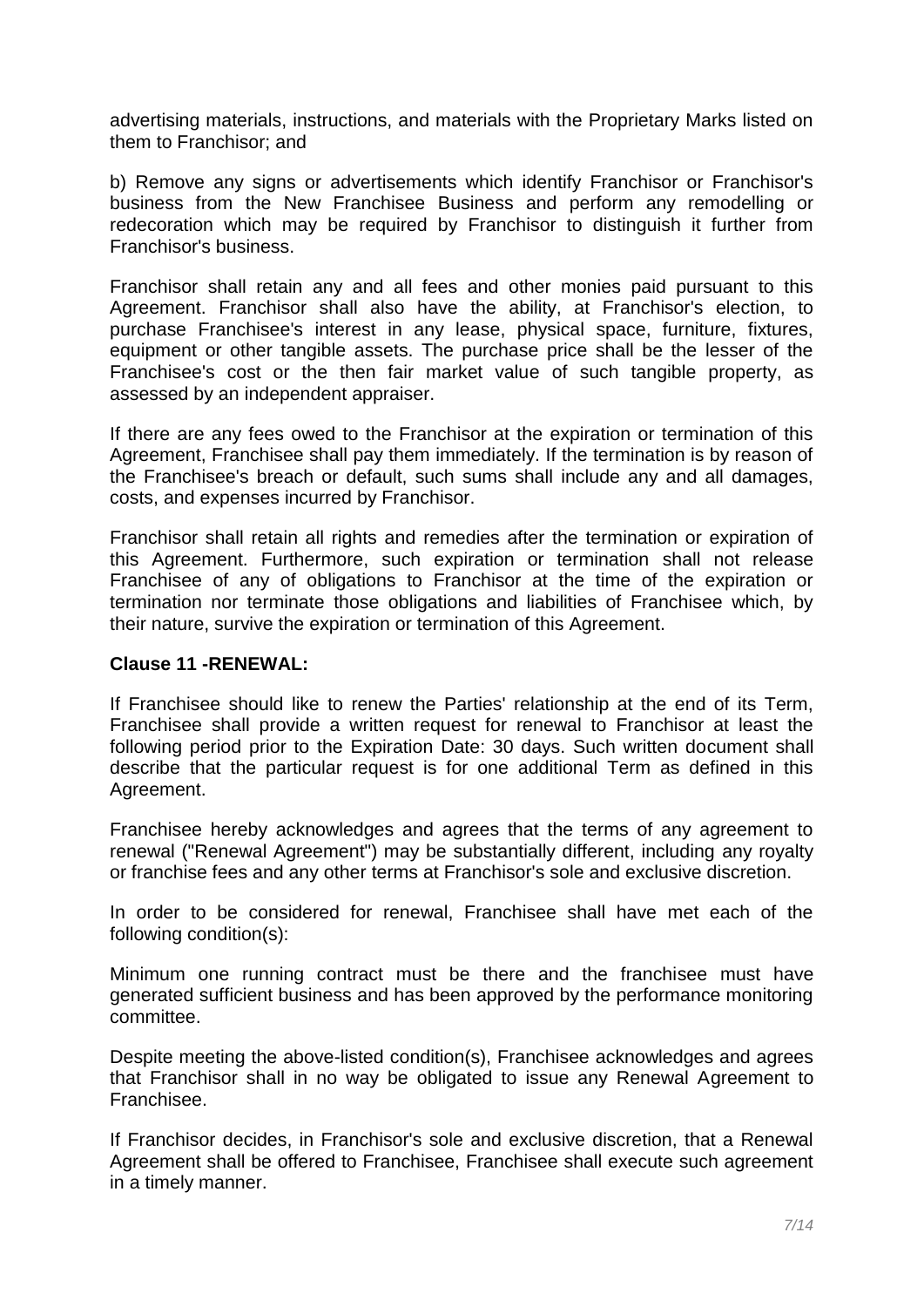advertising materials, instructions, and materials with the Proprietary Marks listed on them to Franchisor; and

b) Remove any signs or advertisements which identify Franchisor or Franchisor's business from the New Franchisee Business and perform any remodelling or redecoration which may be required by Franchisor to distinguish it further from Franchisor's business.

Franchisor shall retain any and all fees and other monies paid pursuant to this Agreement. Franchisor shall also have the ability, at Franchisor's election, to purchase Franchisee's interest in any lease, physical space, furniture, fixtures, equipment or other tangible assets. The purchase price shall be the lesser of the Franchisee's cost or the then fair market value of such tangible property, as assessed by an independent appraiser.

If there are any fees owed to the Franchisor at the expiration or termination of this Agreement, Franchisee shall pay them immediately. If the termination is by reason of the Franchisee's breach or default, such sums shall include any and all damages, costs, and expenses incurred by Franchisor.

Franchisor shall retain all rights and remedies after the termination or expiration of this Agreement. Furthermore, such expiration or termination shall not release Franchisee of any of obligations to Franchisor at the time of the expiration or termination nor terminate those obligations and liabilities of Franchisee which, by their nature, survive the expiration or termination of this Agreement.

**Clause 11 -RENEWAL:**

If Franchisee should like to renew the Parties' relationship at the end of its Term, Franchisee shall provide a written request for renewal to Franchisor at least the following period prior to the Expiration Date: 30 days. Such written document shall describe that the particular request is for one additional Term as defined in this Agreement.

Franchisee hereby acknowledges and agrees that the terms of any agreement to renewal ("Renewal Agreement") may be substantially different, including any royalty or franchise fees and any other terms at Franchisor's sole and exclusive discretion.

In order to be considered for renewal, Franchisee shall have met each of the following condition(s):

Minimum one running contract must be there and the franchisee must have generated sufficient business and has been approved by the performance monitoring committee.

Despite meeting the above-listed condition(s), Franchisee acknowledges and agrees that Franchisor shall in no way be obligated to issue any Renewal Agreement to Franchisee.

If Franchisor decides, in Franchisor's sole and exclusive discretion, that a Renewal Agreement shall be offered to Franchisee, Franchisee shall execute such agreement in a timely manner.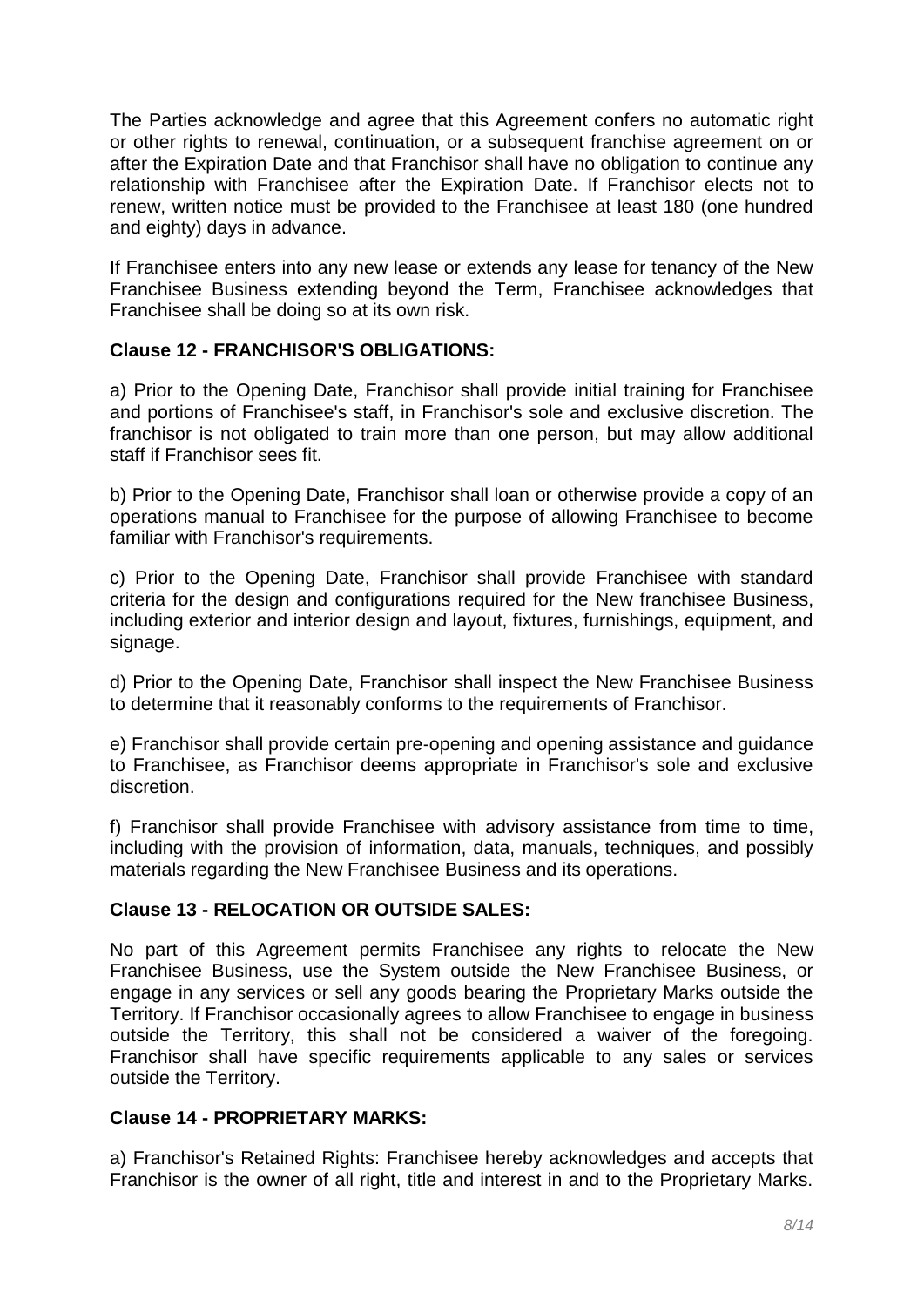The Parties acknowledge and agree that this Agreement confers no automatic right or other rights to renewal, continuation, or a subsequent franchise agreement on or after the Expiration Date and that Franchisor shall have no obligation to continue any relationship with Franchisee after the Expiration Date. If Franchisor elects not to renew, written notice must be provided to the Franchisee at least 180 (one hundred and eighty) days in advance.

If Franchisee enters into any new lease or extends any lease for tenancy of the New Franchisee Business extending beyond the Term, Franchisee acknowledges that Franchisee shall be doing so at its own risk.

**Clause 12 - FRANCHISOR'S OBLIGATIONS:**

a) Prior to the Opening Date, Franchisor shall provide initial training for Franchisee and portions of Franchisee's staff, in Franchisor's sole and exclusive discretion. The franchisor is not obligated to train more than one person, but may allow additional staff if Franchisor sees fit.

b) Prior to the Opening Date, Franchisor shall loan or otherwise provide a copy of an operations manual to Franchisee for the purpose of allowing Franchisee to become familiar with Franchisor's requirements.

c) Prior to the Opening Date, Franchisor shall provide Franchisee with standard criteria for the design and configurations required for the New franchisee Business, including exterior and interior design and layout, fixtures, furnishings, equipment, and signage.

d) Prior to the Opening Date, Franchisor shall inspect the New Franchisee Business to determine that it reasonably conforms to the requirements of Franchisor.

e) Franchisor shall provide certain pre-opening and opening assistance and guidance to Franchisee, as Franchisor deems appropriate in Franchisor's sole and exclusive discretion.

f) Franchisor shall provide Franchisee with advisory assistance from time to time, including with the provision of information, data, manuals, techniques, and possibly materials regarding the New Franchisee Business and its operations.

**Clause 13 - RELOCATION OR OUTSIDE SALES:**

No part of this Agreement permits Franchisee any rights to relocate the New Franchisee Business, use the System outside the New Franchisee Business, or engage in any services or sell any goods bearing the Proprietary Marks outside the Territory. If Franchisor occasionally agrees to allow Franchisee to engage in business outside the Territory, this shall not be considered a waiver of the foregoing. Franchisor shall have specific requirements applicable to any sales or services outside the Territory.

**Clause 14 - PROPRIETARY MARKS:**

a) Franchisor's Retained Rights: Franchisee hereby acknowledges and accepts that Franchisor is the owner of all right, title and interest in and to the Proprietary Marks.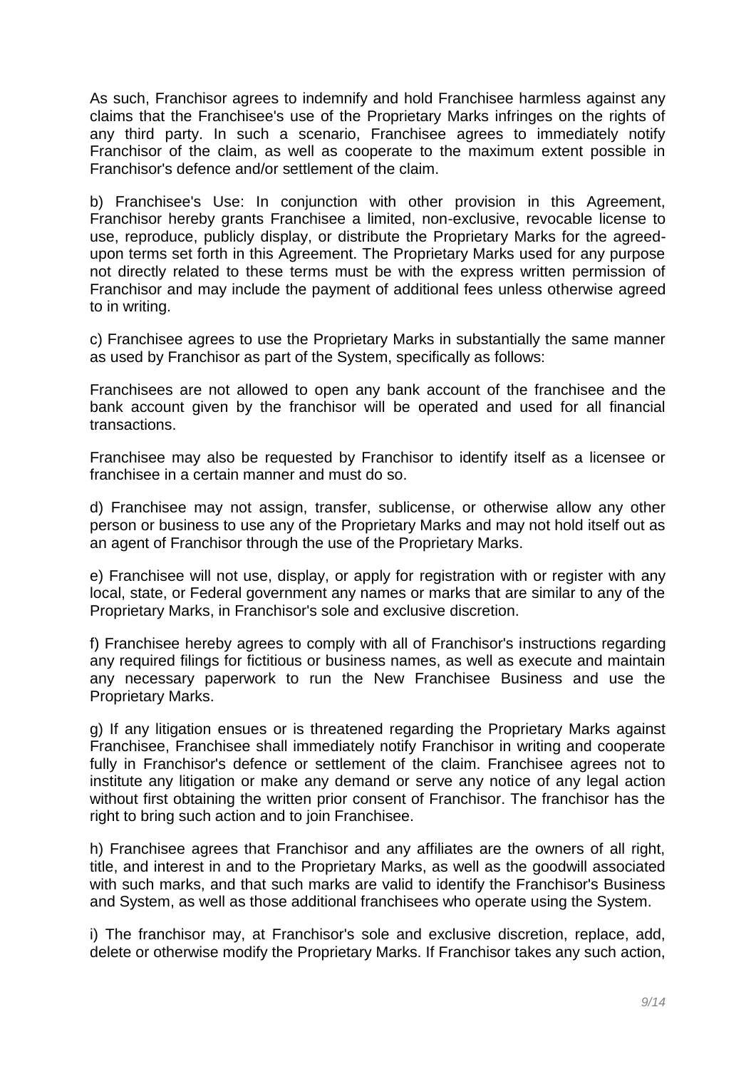As such, Franchisor agrees to indemnify and hold Franchisee harmless against any claims that the Franchisee's use of the Proprietary Marks infringes on the rights of any third party. In such a scenario, Franchisee agrees to immediately notify Franchisor of the claim, as well as cooperate to the maximum extent possible in Franchisor's defence and/or settlement of the claim.

b) Franchisee's Use: In conjunction with other provision in this Agreement, Franchisor hereby grants Franchisee a limited, non-exclusive, revocable license to use, reproduce, publicly display, or distribute the Proprietary Marks for the agreed-upon terms set forth in this Agreement. The Proprietary Marks used for any purpose not directly related to these terms must be with the express written permission of Franchisor and may include the payment of additional fees unless otherwise agreed to in writing.

c) Franchisee agrees to use the Proprietary Marks in substantially the same manner as used by Franchisor as part of the System, specifically as follows:

Franchisees are not allowed to open any bank account of the franchisee and the bank account given by the franchisor will be operated and used for all financial transactions.

Franchisee may also be requested by Franchisor to identify itself as a licensee or franchisee in a certain manner and must do so.

d) Franchisee may not assign, transfer, sublicense, or otherwise allow any other person or business to use any of the Proprietary Marks and may not hold itself out as an agent of Franchisor through the use of the Proprietary Marks.

e) Franchisee will not use, display, or apply for registration with or register with any local, state, or Federal government any names or marks that are similar to any of the Proprietary Marks, in Franchisor's sole and exclusive discretion.

f) Franchisee hereby agrees to comply with all of Franchisor's instructions regarding any required filings for fictitious or business names, as well as execute and maintain any necessary paperwork to run the New Franchisee Business and use the Proprietary Marks.

g) If any litigation ensues or is threatened regarding the Proprietary Marks against Franchisee, Franchisee shall immediately notify Franchisor in writing and cooperate fully in Franchisor's defence or settlement of the claim. Franchisee agrees not to institute any litigation or make any demand or serve any notice of any legal action without first obtaining the written prior consent of Franchisor. The franchisor has the right to bring such action and to join Franchisee.

h) Franchisee agrees that Franchisor and any affiliates are the owners of all right, title, and interest in and to the Proprietary Marks, as well as the goodwill associated with such marks, and that such marks are valid to identify the Franchisor's Business and System, as well as those additional franchisees who operate using the System.

i) The franchisor may, at Franchisor's sole and exclusive discretion, replace, add, delete or otherwise modify the Proprietary Marks. If Franchisor takes any such action,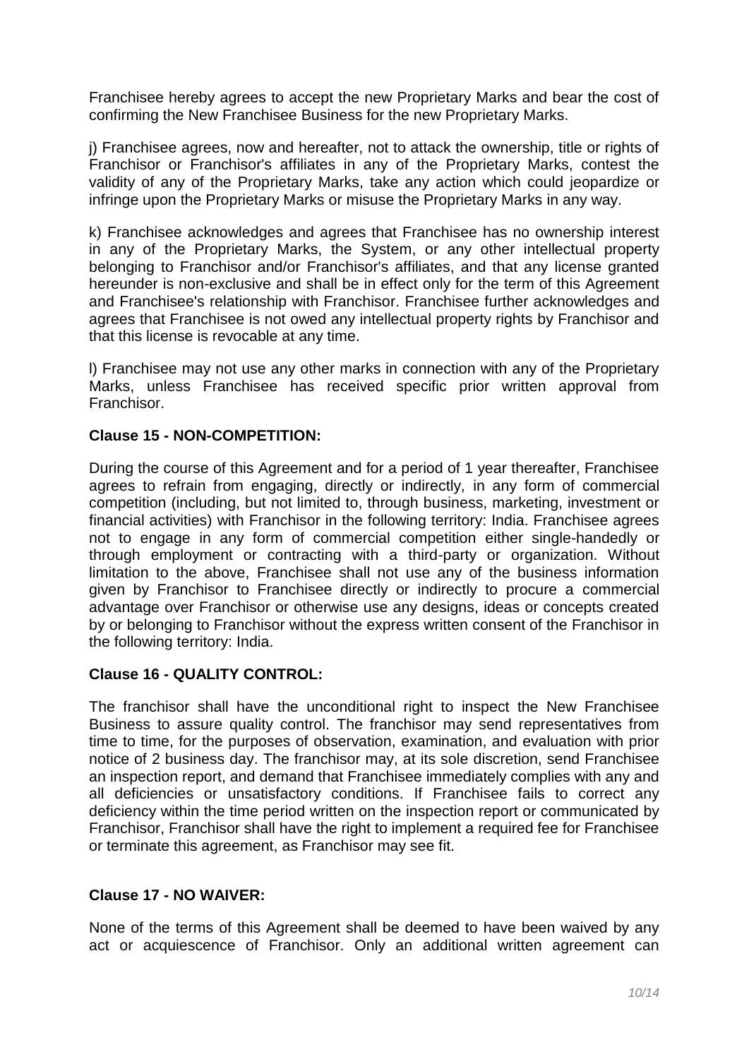Franchisee hereby agrees to accept the new Proprietary Marks and bear the cost of confirming the New Franchisee Business for the new Proprietary Marks.

j) Franchisee agrees, now and hereafter, not to attack the ownership, title or rights of Franchisor or Franchisor's affiliates in any of the Proprietary Marks, contest the validity of any of the Proprietary Marks, take any action which could jeopardize or infringe upon the Proprietary Marks or misuse the Proprietary Marks in any way.

k) Franchisee acknowledges and agrees that Franchisee has no ownership interest in any of the Proprietary Marks, the System, or any other intellectual property belonging to Franchisor and/or Franchisor's affiliates, and that any license granted hereunder is non-exclusive and shall be in effect only for the term of this Agreement and Franchisee's relationship with Franchisor. Franchisee further acknowledges and agrees that Franchisee is not owed any intellectual property rights by Franchisor and that this license is revocable at any time.

l) Franchisee may not use any other marks in connection with any of the Proprietary Marks, unless Franchisee has received specific prior written approval from Franchisor.

**Clause 15 - NON-COMPETITION:**

During the course of this Agreement and for a period of 1 year thereafter, Franchisee agrees to refrain from engaging, directly or indirectly, in any form of commercial competition (including, but not limited to, through business, marketing, investment or financial activities) with Franchisor in the following territory: India. Franchisee agrees not to engage in any form of commercial competition either single-handedly or through employment or contracting with a third-party or organization. Without limitation to the above, Franchisee shall not use any of the business information given by Franchisor to Franchisee directly or indirectly to procure a commercial advantage over Franchisor or otherwise use any designs, ideas or concepts created by or belonging to Franchisor without the express written consent of the Franchisor in the following territory: India.

**Clause 16 - QUALITY CONTROL:**

The franchisor shall have the unconditional right to inspect the New Franchisee Business to assure quality control. The franchisor may send representatives from time to time, for the purposes of observation, examination, and evaluation with prior notice of 2 business day. The franchisor may, at its sole discretion, send Franchisee an inspection report, and demand that Franchisee immediately complies with any and all deficiencies or unsatisfactory conditions. If Franchisee fails to correct any deficiency within the time period written on the inspection report or communicated by Franchisor, Franchisor shall have the right to implement a required fee for Franchisee or terminate this agreement, as Franchisor may see fit.

**Clause 17 - NO WAIVER:**

None of the terms of this Agreement shall be deemed to have been waived by any act or acquiescence of Franchisor. Only an additional written agreement can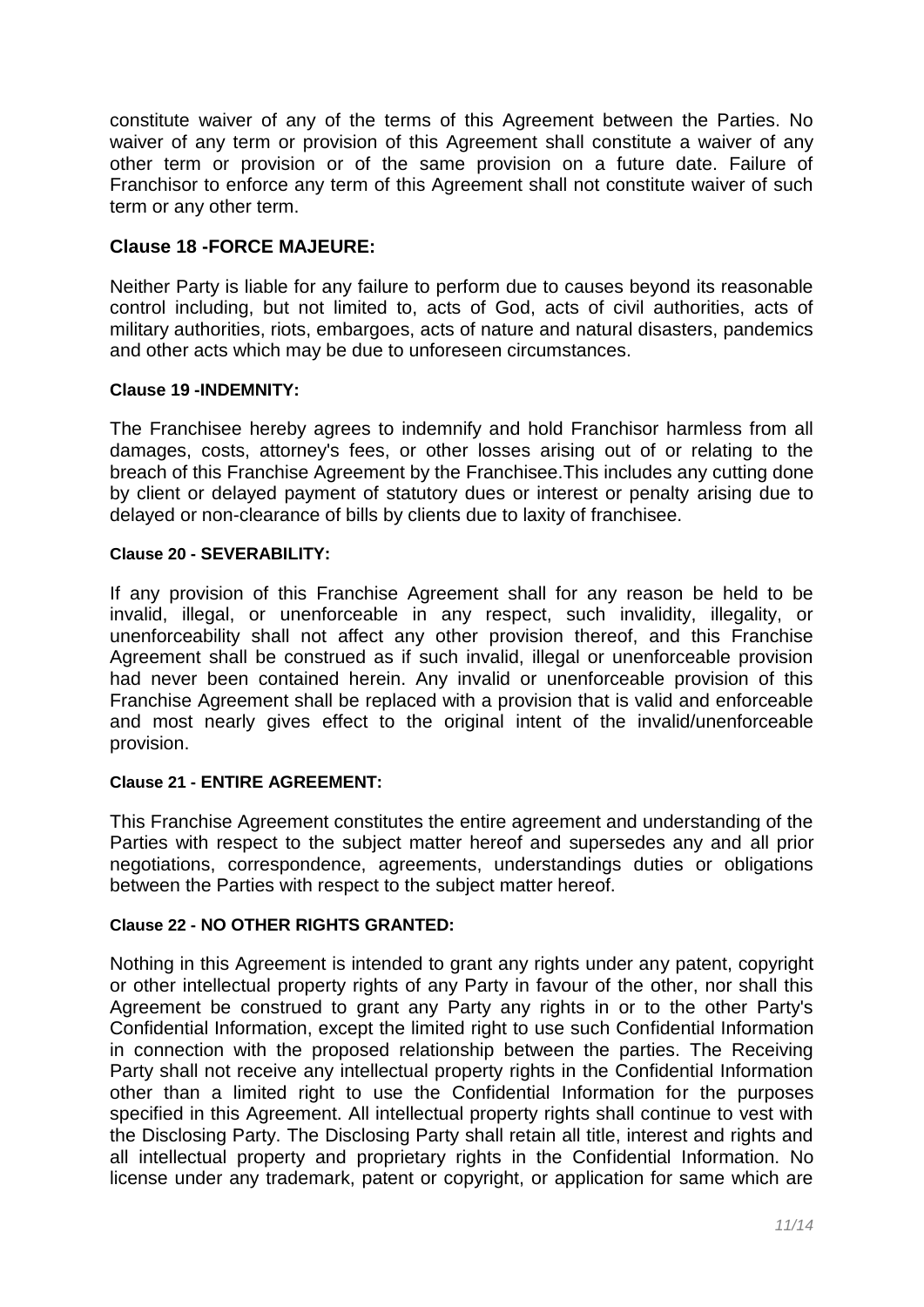constitute waiver of any of the terms of this Agreement between the Parties. No waiver of any term or provision of this Agreement shall constitute a waiver of any other term or provision or of the same provision on a future date. Failure of Franchisor to enforce any term of this Agreement shall not constitute waiver of such term or any other term.

### Clause 18 -FORCE MAJEURE:

Neither Party is liable for any failure to perform due to causes beyond its reasonable control including, but not limited to, acts of God, acts of civil authorities, acts of military authorities, riots, embargoes, acts of nature and natural disasters, pandemics and other acts which may be due to unforeseen circumstances.

#### Clause 19 -INDEMNITY:

The Franchisee hereby agrees to indemnify and hold Franchisor harmless from all damages, costs, attorney's fees, or other losses arising out of or relating to the breach of this Franchise Agreement by the Franchisee.This includes any cutting done by client or delayed payment of statutory dues or interest or penalty arising due to delayed or non-clearance of bills by clients due to laxity of franchisee.

#### Clause 20 - SEVERABILITY:

If any provision of this Franchise Agreement shall for any reason be held to be invalid, illegal, or unenforceable in any respect, such invalidity, illegality, or unenforceability shall not affect any other provision thereof, and this Franchise Agreement shall be construed as if such invalid, illegal or unenforceable provision had never been contained herein. Any invalid or unenforceable provision of this Franchise Agreement shall be replaced with a provision that is valid and enforceable and most nearly gives effect to the original intent of the invalid/unenforceable provision.

#### Clause 21 - ENTIRE AGREEMENT:

This Franchise Agreement constitutes the entire agreement and understanding of the Parties with respect to the subject matter hereof and supersedes any and all prior negotiations, correspondence, agreements, understandings duties or obligations between the Parties with respect to the subject matter hereof.

#### Clause 22 - NO OTHER RIGHTS GRANTED:

Nothing in this Agreement is intended to grant any rights under any patent, copyright or other intellectual property rights of any Party in favour of the other, nor shall this Agreement be construed to grant any Party any rights in or to the other Party's Confidential Information, except the limited right to use such Confidential Information in connection with the proposed relationship between the parties. The Receiving Party shall not receive any intellectual property rights in the Confidential Information other than a limited right to use the Confidential Information for the purposes specified in this Agreement. All intellectual property rights shall continue to vest with the Disclosing Party. The Disclosing Party shall retain all title, interest and rights and all intellectual property and proprietary rights in the Confidential Information. No license under any trademark, patent or copyright, or application for same which are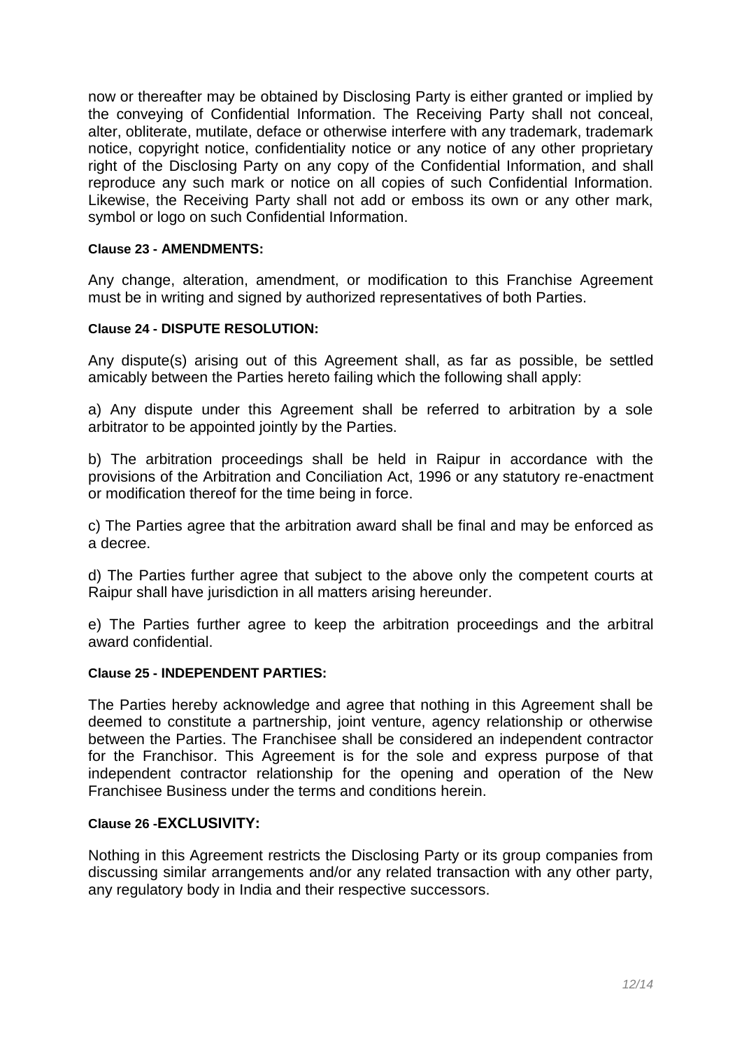now or thereafter may be obtained by Disclosing Party is either granted or implied by the conveying of Confidential Information. The Receiving Party shall not conceal, alter, obliterate, mutilate, deface or otherwise interfere with any trademark, trademark notice, copyright notice, confidentiality notice or any notice of any other proprietary right of the Disclosing Party on any copy of the Confidential Information, and shall reproduce any such mark or notice on all copies of such Confidential Information. Likewise, the Receiving Party shall not add or emboss its own or any other mark, symbol or logo on such Confidential Information.

**Clause 23 - AMENDMENTS:**

Any change, alteration, amendment, or modification to this Franchise Agreement must be in writing and signed by authorized representatives of both Parties.

**Clause 24 - DISPUTE RESOLUTION:**

Any dispute(s) arising out of this Agreement shall, as far as possible, be settled amicably between the Parties hereto failing which the following shall apply:

a) Any dispute under this Agreement shall be referred to arbitration by a sole arbitrator to be appointed jointly by the Parties.

b) The arbitration proceedings shall be held in Raipur in accordance with the provisions of the Arbitration and Conciliation Act, 1996 or any statutory re-enactment or modification thereof for the time being in force.

c) The Parties agree that the arbitration award shall be final and may be enforced as a decree.

d) The Parties further agree that subject to the above only the competent courts at Raipur shall have jurisdiction in all matters arising hereunder.

e) The Parties further agree to keep the arbitration proceedings and the arbitral award confidential.

**Clause 25 - INDEPENDENT PARTIES:**

The Parties hereby acknowledge and agree that nothing in this Agreement shall be deemed to constitute a partnership, joint venture, agency relationship or otherwise between the Parties. The Franchisee shall be considered an independent contractor for the Franchisor. This Agreement is for the sole and express purpose of that independent contractor relationship for the opening and operation of the New Franchisee Business under the terms and conditions herein.

**Clause 26 -EXCLUSIVITY:**

Nothing in this Agreement restricts the Disclosing Party or its group companies from discussing similar arrangements and/or any related transaction with any other party, any regulatory body in India and their respective successors.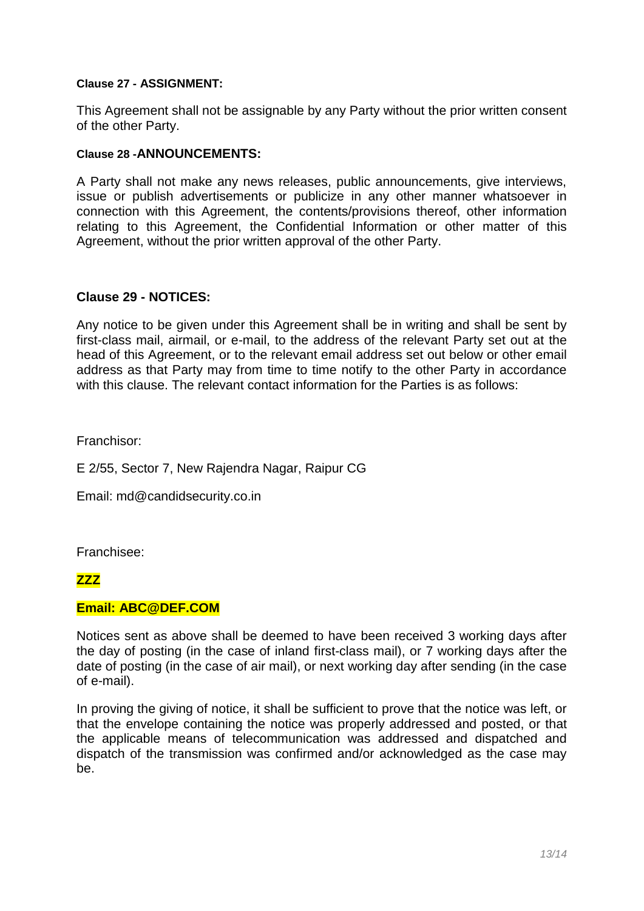**Clause 27 - ASSIGNMENT:**

This Agreement shall not be assignable by any Party without the prior written consent of the other Party.

**Clause 28 -ANNOUNCEMENTS:**

A Party shall not make any news releases, public announcements, give interviews, issue or publish advertisements or publicize in any other manner whatsoever in connection with this Agreement, the contents/provisions thereof, other information relating to this Agreement, the Confidential Information or other matter of this Agreement, without the prior written approval of the other Party.

**Clause 29 - NOTICES:**

Any notice to be given under this Agreement shall be in writing and shall be sent by first-class mail, airmail, or e-mail, to the address of the relevant Party set out at the head of this Agreement, or to the relevant email address set out below or other email address as that Party may from time to time notify to the other Party in accordance with this clause. The relevant contact information for the Parties is as follows:

Franchisor:

E 2/55, Sector 7, New Rajendra Nagar, Raipur CG

Email: md@candidsecurity.co.in

Franchisee:

**ZZZ**

**Email: ABC@DEF.COM**

Notices sent as above shall be deemed to have been received 3 working days after the day of posting (in the case of inland first-class mail), or 7 working days after the date of posting (in the case of air mail), or next working day after sending (in the case of e-mail).

In proving the giving of notice, it shall be sufficient to prove that the notice was left, or that the envelope containing the notice was properly addressed and posted, or that the applicable means of telecommunication was addressed and dispatched and dispatch of the transmission was confirmed and/or acknowledged as the case may be.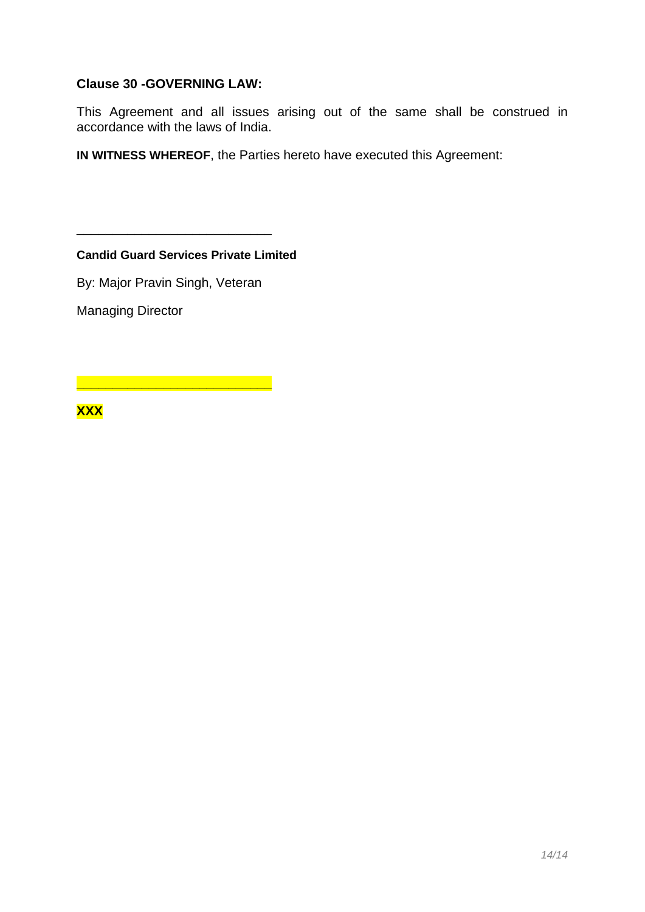**Clause 30 -GOVERNING LAW:**

This Agreement and all issues arising out of the same shall be construed in accordance with the laws of India.

**IN WITNESS WHEREOF**, the Parties hereto have executed this Agreement:

\_\_\_\_\_\_\_\_\_\_\_\_\_\_\_\_\_\_\_\_\_\_\_\_\_\_\_

**Candid Guard Services Private Limited**

By: Major Pravin Singh, Veteran

Managing Director

\_\_\_\_\_\_\_\_\_\_\_\_\_\_\_\_\_\_\_\_\_\_\_\_\_\_\_

**XXX**